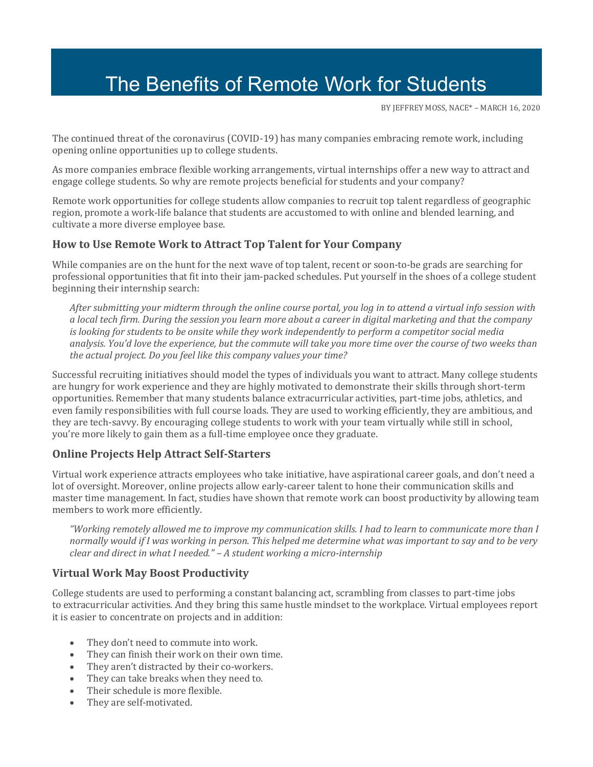# The Benefits of Remote Work for Students

BY JEFFREY MOSS, NACE* – MARCH 16, 2020

The continued threat of the coronavirus (COVID-19) has many companies embracing remote work, including opening online opportunities up to college students.

As more companies embrace flexible working arrangements, virtual internships offer a new way to attract and engage college students. So why are remote projects beneficial for students and your company?

Remote work opportunities for college students allow companies to recruit top talent regardless of geographic region, promote a work-life balance that students are accustomed to with online and blended learning, and cultivate a more diverse employee base.

### How to Use Remote Work to Attract Top Talent for Your Company

While companies are on the hunt for the next wave of top talent, recent or soon-to-be grads are searching for professional opportunities that fit into their jam-packed schedules. Put yourself in the shoes of a college student beginning their internship search:

> *After submitting your midterm through the online course portal, you log in to attend a virtual info session with a local tech firm. During the session you learn more about a career in digital marketing and that the company is looking for students to be onsite while they work independently to perform a competitor social media analysis. You'd love the experience, but the commute will take you more time over the course of two weeks than the actual project. Do you feel like this company values your time?*

Successful recruiting initiatives should model the types of individuals you want to attract. Many college students are hungry for work experience and they are highly motivated to demonstrate their skills through short-term opportunities. Remember that many students balance extracurricular activities, part-time jobs, athletics, and even family responsibilities with full course loads. They are used to working efficiently, they are ambitious, and they are tech-savvy. By encouraging college students to work with your team virtually while still in school, you're more likely to gain them as a full-time employee once they graduate.

### Online Projects Help Attract Self-Starters

Virtual work experience attracts employees who take initiative, have aspirational career goals, and don't need a lot of oversight. Moreover, online projects allow early-career talent to hone their communication skills and master time management. In fact, studies have shown that remote work can boost productivity by allowing team members to work more efficiently.

> *"Working remotely allowed me to improve my communication skills. I had to learn to communicate more than I normally would if I was working in person. This helped me determine what was important to say and to be very clear and direct in what I needed." – A student working a micro-internship*

### Virtual Work May Boost Productivity

College students are used to performing a constant balancing act, scrambling from classes to part-time jobs to extracurricular activities. And they bring this same hustle mindset to the workplace. Virtual employees report it is easier to concentrate on projects and in addition:

- They don't need to commute into work.
- They can finish their work on their own time.
- They aren't distracted by their co-workers.
- They can take breaks when they need to.
- Their schedule is more flexible.
- They are self-motivated.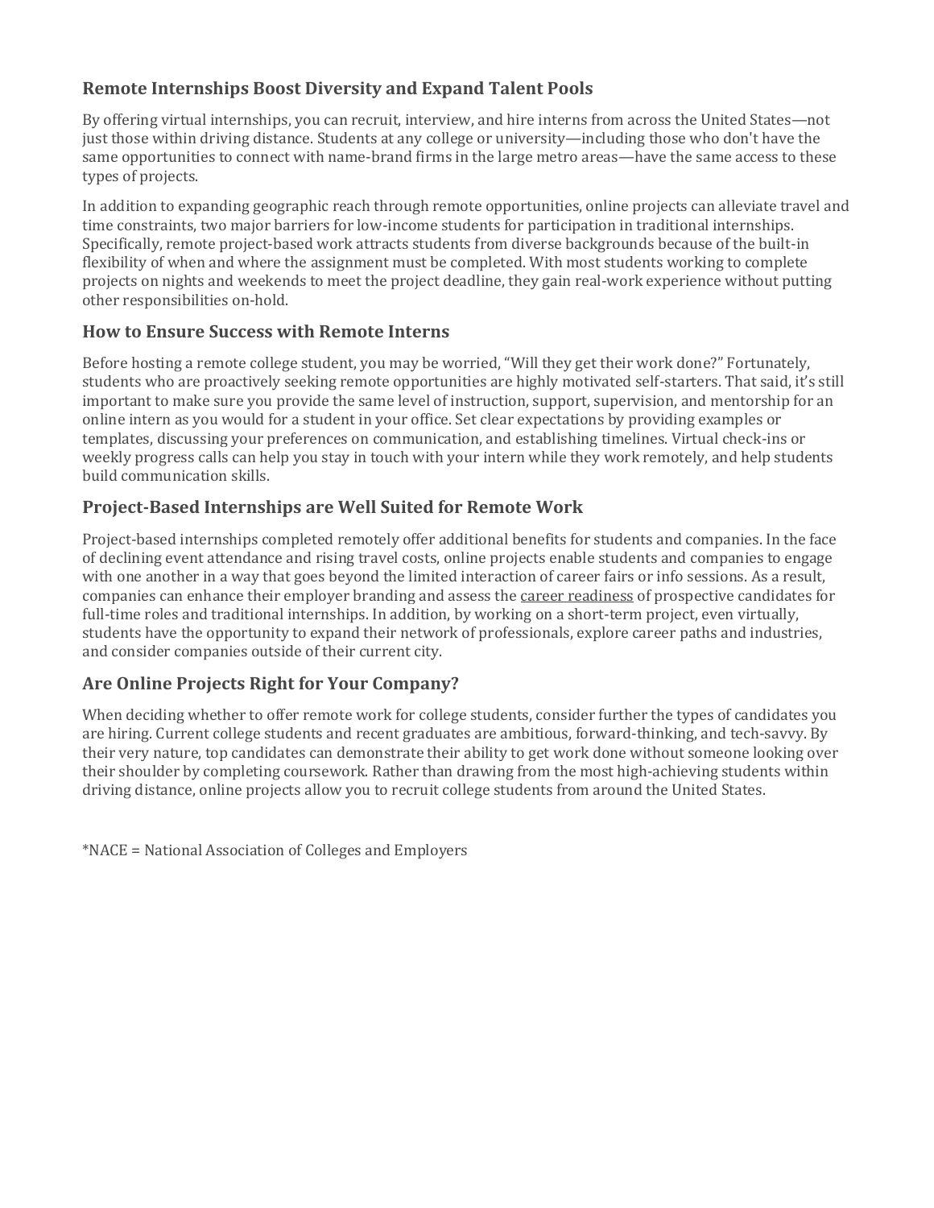## Remote Internships Boost Diversity and Expand Talent Pools

By offering virtual internships, you can recruit, interview, and hire interns from across the United States—not just those within driving distance. Students at any college or university—including those who don't have the same opportunities to connect with name-brand firms in the large metro areas—have the same access to these types of projects.

In addition to expanding geographic reach through remote opportunities, online projects can alleviate travel and time constraints, two major barriers for low-income students for participation in traditional internships. Specifically, remote project-based work attracts students from diverse backgrounds because of the built-in flexibility of when and where the assignment must be completed. With most students working to complete projects on nights and weekends to meet the project deadline, they gain real-work experience without putting other responsibilities on-hold.

## How to Ensure Success with Remote Interns

Before hosting a remote college student, you may be worried, "Will they get their work done?" Fortunately, students who are proactively seeking remote opportunities are highly motivated self-starters. That said, it's still important to make sure you provide the same level of instruction, support, supervision, and mentorship for an online intern as you would for a student in your office. Set clear expectations by providing examples or templates, discussing your preferences on communication, and establishing timelines. Virtual check-ins or weekly progress calls can help you stay in touch with your intern while they work remotely, and help students build communication skills.

## Project-Based Internships are Well Suited for Remote Work

Project-based internships completed remotely offer additional benefits for students and companies. In the face of declining event attendance and rising travel costs, online projects enable students and companies to engage with one another in a way that goes beyond the limited interaction of career fairs or info sessions. As a result, companies can enhance their employer branding and assess the career readiness of prospective candidates for full-time roles and traditional internships. In addition, by working on a short-term project, even virtually, students have the opportunity to expand their network of professionals, explore career paths and industries, and consider companies outside of their current city.

## Are Online Projects Right for Your Company?

When deciding whether to offer remote work for college students, consider further the types of candidates you are hiring. Current college students and recent graduates are ambitious, forward-thinking, and tech-savvy. By their very nature, top candidates can demonstrate their ability to get work done without someone looking over their shoulder by completing coursework. Rather than drawing from the most high-achieving students within driving distance, online projects allow you to recruit college students from around the United States.

*NACE = National Association of Colleges and Employers